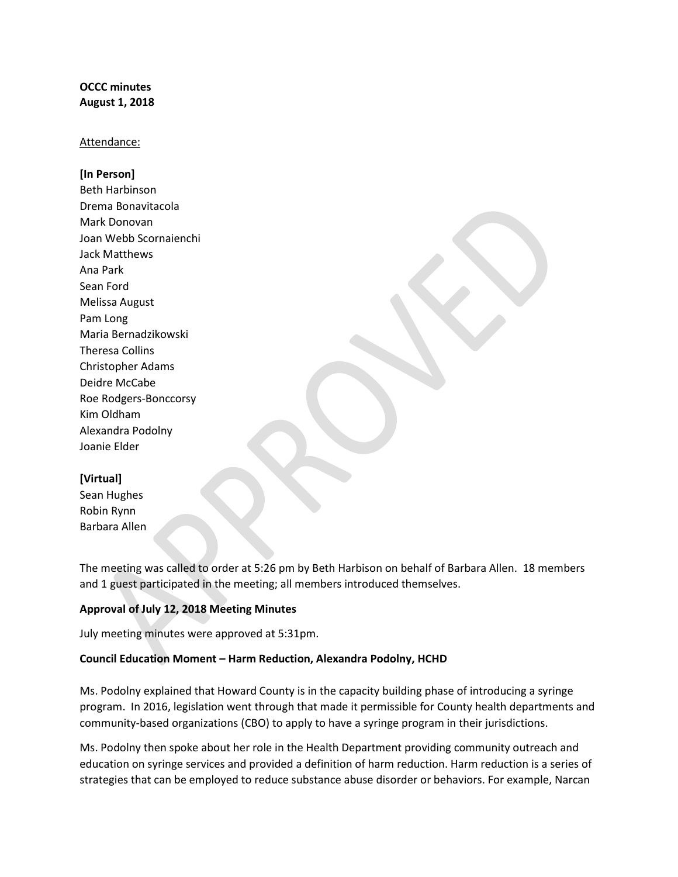**OCCC minutes**
**August 1, 2018**

Attendance:

**[In Person]**
Beth Harbinson
Drema Bonavitacola
Mark Donovan
Joan Webb Scornaienchi
Jack Matthews
Ana Park
Sean Ford
Melissa August
Pam Long
Maria Bernadzikowski
Theresa Collins
Christopher Adams
Deidre McCabe
Roe Rodgers-Bonccorsy
Kim Oldham
Alexandra Podolny
Joanie Elder

**[Virtual]**
Sean Hughes
Robin Rynn
Barbara Allen

The meeting was called to order at 5:26 pm by Beth Harbison on behalf of Barbara Allen. 18 members and 1 guest participated in the meeting; all members introduced themselves.

**Approval of July 12, 2018 Meeting Minutes**

July meeting minutes were approved at 5:31pm.

**Council Education Moment – Harm Reduction, Alexandra Podolny, HCHD**

Ms. Podolny explained that Howard County is in the capacity building phase of introducing a syringe program. In 2016, legislation went through that made it permissible for County health departments and community-based organizations (CBO) to apply to have a syringe program in their jurisdictions.

Ms. Podolny then spoke about her role in the Health Department providing community outreach and education on syringe services and provided a definition of harm reduction. Harm reduction is a series of strategies that can be employed to reduce substance abuse disorder or behaviors. For example, Narcan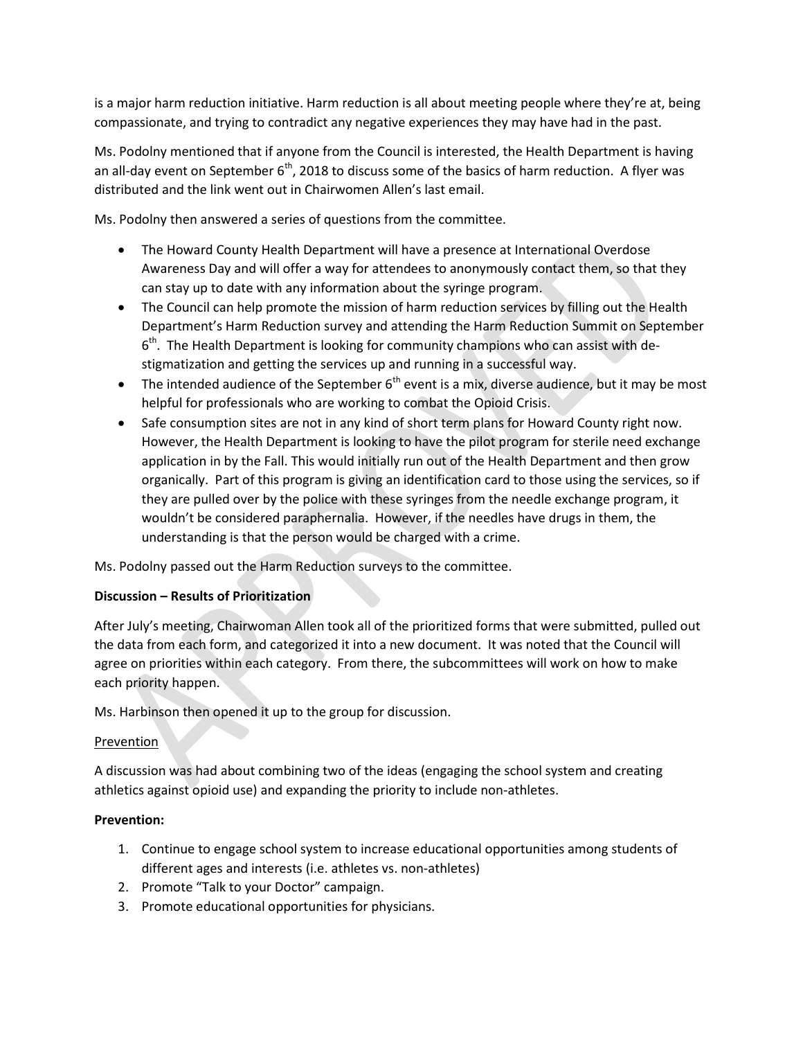is a major harm reduction initiative. Harm reduction is all about meeting people where they're at, being compassionate, and trying to contradict any negative experiences they may have had in the past.

Ms. Podolny mentioned that if anyone from the Council is interested, the Health Department is having an all-day event on September 6th, 2018 to discuss some of the basics of harm reduction. A flyer was distributed and the link went out in Chairwomen Allen's last email.

Ms. Podolny then answered a series of questions from the committee.

- The Howard County Health Department will have a presence at International Overdose Awareness Day and will offer a way for attendees to anonymously contact them, so that they can stay up to date with any information about the syringe program.
- The Council can help promote the mission of harm reduction services by filling out the Health Department's Harm Reduction survey and attending the Harm Reduction Summit on September 6th. The Health Department is looking for community champions who can assist with de-stigmatization and getting the services up and running in a successful way.
- The intended audience of the September 6th event is a mix, diverse audience, but it may be most helpful for professionals who are working to combat the Opioid Crisis.
- Safe consumption sites are not in any kind of short term plans for Howard County right now. However, the Health Department is looking to have the pilot program for sterile need exchange application in by the Fall. This would initially run out of the Health Department and then grow organically. Part of this program is giving an identification card to those using the services, so if they are pulled over by the police with these syringes from the needle exchange program, it wouldn't be considered paraphernalia. However, if the needles have drugs in them, the understanding is that the person would be charged with a crime.

Ms. Podolny passed out the Harm Reduction surveys to the committee.

**Discussion – Results of Prioritization**

After July's meeting, Chairwoman Allen took all of the prioritized forms that were submitted, pulled out the data from each form, and categorized it into a new document. It was noted that the Council will agree on priorities within each category. From there, the subcommittees will work on how to make each priority happen.

Ms. Harbinson then opened it up to the group for discussion.

<u>Prevention</u>

A discussion was had about combining two of the ideas (engaging the school system and creating athletics against opioid use) and expanding the priority to include non-athletes.

**Prevention:**

1. Continue to engage school system to increase educational opportunities among students of different ages and interests (i.e. athletes vs. non-athletes)
2. Promote "Talk to your Doctor" campaign.
3. Promote educational opportunities for physicians.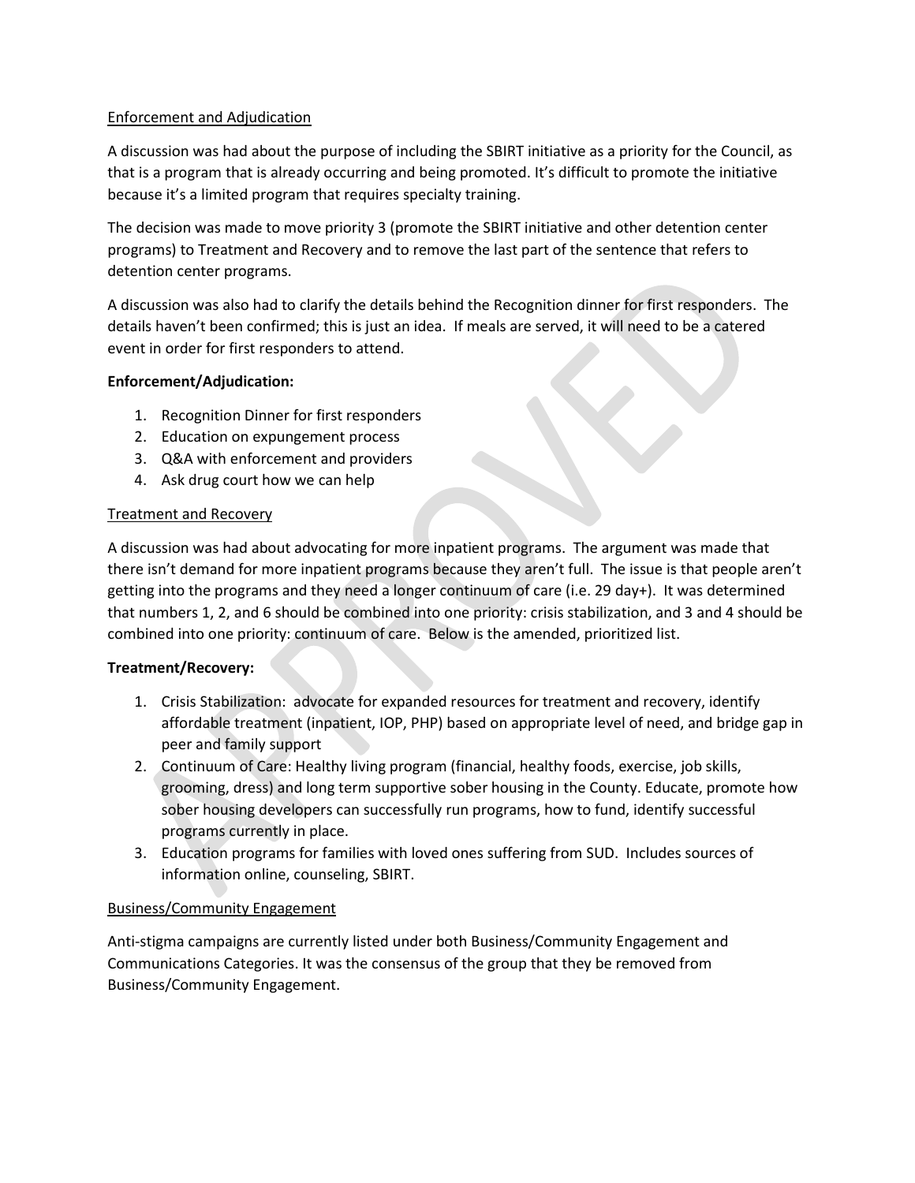Enforcement and Adjudication

A discussion was had about the purpose of including the SBIRT initiative as a priority for the Council, as that is a program that is already occurring and being promoted. It's difficult to promote the initiative because it's a limited program that requires specialty training.

The decision was made to move priority 3 (promote the SBIRT initiative and other detention center programs) to Treatment and Recovery and to remove the last part of the sentence that refers to detention center programs.

A discussion was also had to clarify the details behind the Recognition dinner for first responders. The details haven't been confirmed; this is just an idea. If meals are served, it will need to be a catered event in order for first responders to attend.

**Enforcement/Adjudication:**

1. Recognition Dinner for first responders
2. Education on expungement process
3. Q&A with enforcement and providers
4. Ask drug court how we can help

Treatment and Recovery

A discussion was had about advocating for more inpatient programs. The argument was made that there isn't demand for more inpatient programs because they aren't full. The issue is that people aren't getting into the programs and they need a longer continuum of care (i.e. 29 day+). It was determined that numbers 1, 2, and 6 should be combined into one priority: crisis stabilization, and 3 and 4 should be combined into one priority: continuum of care. Below is the amended, prioritized list.

**Treatment/Recovery:**

1. Crisis Stabilization: advocate for expanded resources for treatment and recovery, identify affordable treatment (inpatient, IOP, PHP) based on appropriate level of need, and bridge gap in peer and family support
2. Continuum of Care: Healthy living program (financial, healthy foods, exercise, job skills, grooming, dress) and long term supportive sober housing in the County. Educate, promote how sober housing developers can successfully run programs, how to fund, identify successful programs currently in place.
3. Education programs for families with loved ones suffering from SUD. Includes sources of information online, counseling, SBIRT.

Business/Community Engagement

Anti-stigma campaigns are currently listed under both Business/Community Engagement and Communications Categories. It was the consensus of the group that they be removed from Business/Community Engagement.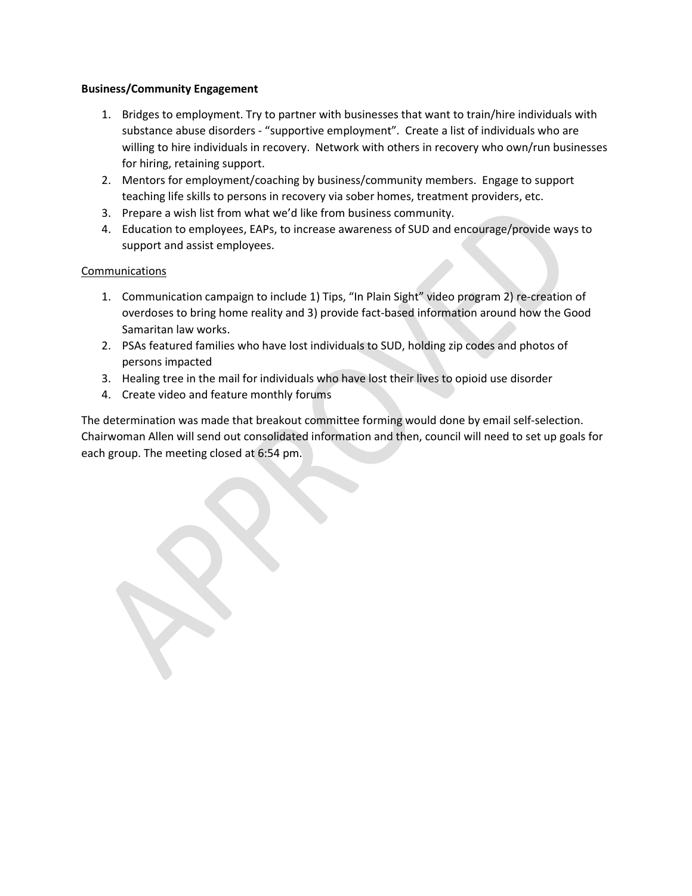**Business/Community Engagement**

1. Bridges to employment. Try to partner with businesses that want to train/hire individuals with substance abuse disorders - “supportive employment”. Create a list of individuals who are willing to hire individuals in recovery. Network with others in recovery who own/run businesses for hiring, retaining support.
2. Mentors for employment/coaching by business/community members. Engage to support teaching life skills to persons in recovery via sober homes, treatment providers, etc.
3. Prepare a wish list from what we’d like from business community.
4. Education to employees, EAPs, to increase awareness of SUD and encourage/provide ways to support and assist employees.

<u>Communications</u>

1. Communication campaign to include 1) Tips, “In Plain Sight” video program 2) re-creation of overdoses to bring home reality and 3) provide fact-based information around how the Good Samaritan law works.
2. PSAs featured families who have lost individuals to SUD, holding zip codes and photos of persons impacted
3. Healing tree in the mail for individuals who have lost their lives to opioid use disorder
4. Create video and feature monthly forums

The determination was made that breakout committee forming would done by email self-selection. Chairwoman Allen will send out consolidated information and then, council will need to set up goals for each group. The meeting closed at 6:54 pm.